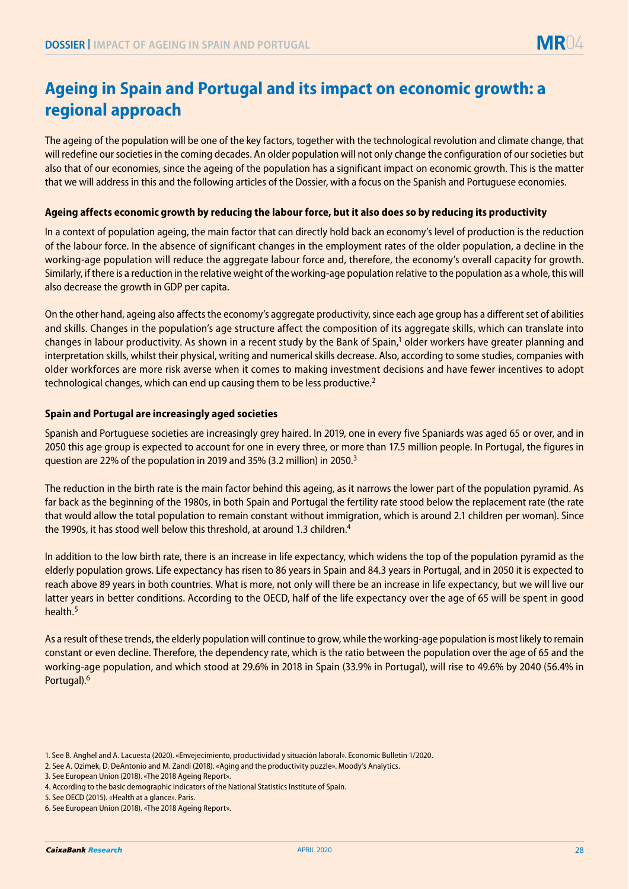# Ageing in Spain and Portugal and its impact on economic growth: a regional approach

The ageing of the population will be one of the key factors, together with the technological revolution and climate change, that will redefine our societies in the coming decades. An older population will not only change the configuration of our societies but also that of our economies, since the ageing of the population has a significant impact on economic growth. This is the matter that we will address in this and the following articles of the Dossier, with a focus on the Spanish and Portuguese economies.

### Ageing affects economic growth by reducing the labour force, but it also does so by reducing its productivity

In a context of population ageing, the main factor that can directly hold back an economy's level of production is the reduction of the labour force. In the absence of significant changes in the employment rates of the older population, a decline in the working-age population will reduce the aggregate labour force and, therefore, the economy's overall capacity for growth. Similarly, if there is a reduction in the relative weight of the working-age population relative to the population as a whole, this will also decrease the growth in GDP per capita.

On the other hand, ageing also affects the economy's aggregate productivity, since each age group has a different set of abilities and skills. Changes in the population's age structure affect the composition of its aggregate skills, which can translate into changes in labour productivity. As shown in a recent study by the Bank of Spain,[1] older workers have greater planning and interpretation skills, whilst their physical, writing and numerical skills decrease. Also, according to some studies, companies with older workforces are more risk averse when it comes to making investment decisions and have fewer incentives to adopt technological changes, which can end up causing them to be less productive.[2]

### Spain and Portugal are increasingly aged societies

Spanish and Portuguese societies are increasingly grey haired. In 2019, one in every five Spaniards was aged 65 or over, and in 2050 this age group is expected to account for one in every three, or more than 17.5 million people. In Portugal, the figures in question are 22% of the population in 2019 and 35% (3.2 million) in 2050.[3]

The reduction in the birth rate is the main factor behind this ageing, as it narrows the lower part of the population pyramid. As far back as the beginning of the 1980s, in both Spain and Portugal the fertility rate stood below the replacement rate (the rate that would allow the total population to remain constant without immigration, which is around 2.1 children per woman). Since the 1990s, it has stood well below this threshold, at around 1.3 children.[4]

In addition to the low birth rate, there is an increase in life expectancy, which widens the top of the population pyramid as the elderly population grows. Life expectancy has risen to 86 years in Spain and 84.3 years in Portugal, and in 2050 it is expected to reach above 89 years in both countries. What is more, not only will there be an increase in life expectancy, but we will live our latter years in better conditions. According to the OECD, half of the life expectancy over the age of 65 will be spent in good health.[5]

As a result of these trends, the elderly population will continue to grow, while the working-age population is most likely to remain constant or even decline. Therefore, the dependency rate, which is the ratio between the population over the age of 65 and the working-age population, and which stood at 29.6% in 2018 in Spain (33.9% in Portugal), will rise to 49.6% by 2040 (56.4% in Portugal).[6]

1. See B. Anghel and A. Lacuesta (2020). «Envejecimiento, productividad y situación laboral». Economic Bulletin 1/2020.
2. See A. Ozimek, D. DeAntonio and M. Zandi (2018). «Aging and the productivity puzzle». Moody's Analytics.
3. See European Union (2018). «The 2018 Ageing Report».
4. According to the basic demographic indicators of the National Statistics Institute of Spain.
5. See OECD (2015). «Health at a glance». Paris.
6. See European Union (2018). «The 2018 Ageing Report».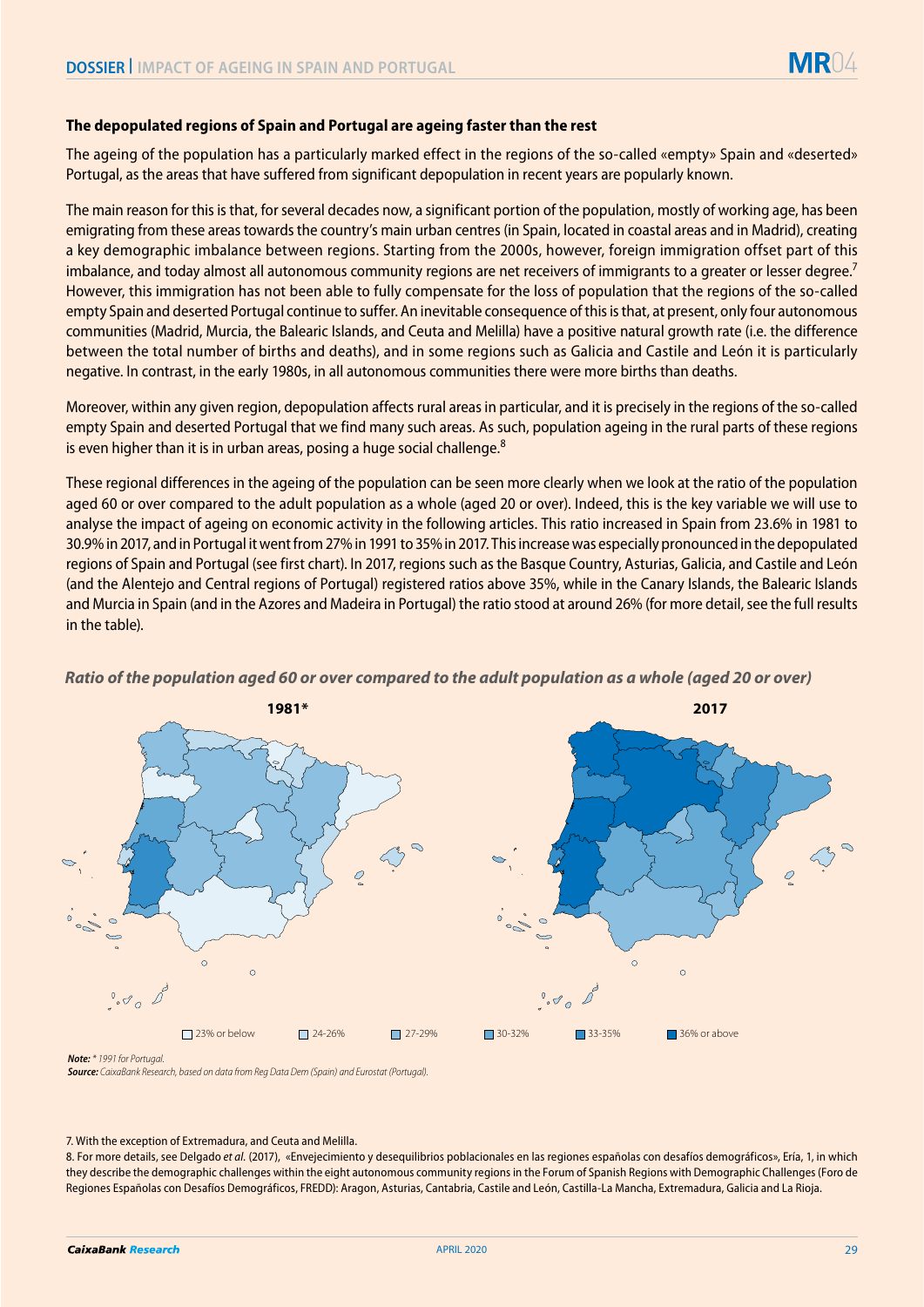### The depopulated regions of Spain and Portugal are ageing faster than the rest

The ageing of the population has a particularly marked effect in the regions of the so-called «empty» Spain and «deserted» Portugal, as the areas that have suffered from significant depopulation in recent years are popularly known.

The main reason for this is that, for several decades now, a significant portion of the population, mostly of working age, has been emigrating from these areas towards the country's main urban centres (in Spain, located in coastal areas and in Madrid), creating a key demographic imbalance between regions. Starting from the 2000s, however, foreign immigration offset part of this imbalance, and today almost all autonomous community regions are net receivers of immigrants to a greater or lesser degree.[7] However, this immigration has not been able to fully compensate for the loss of population that the regions of the so-called empty Spain and deserted Portugal continue to suffer. An inevitable consequence of this is that, at present, only four autonomous communities (Madrid, Murcia, the Balearic Islands, and Ceuta and Melilla) have a positive natural growth rate (i.e. the difference between the total number of births and deaths), and in some regions such as Galicia and Castile and León it is particularly negative. In contrast, in the early 1980s, in all autonomous communities there were more births than deaths.

Moreover, within any given region, depopulation affects rural areas in particular, and it is precisely in the regions of the so-called empty Spain and deserted Portugal that we find many such areas. As such, population ageing in the rural parts of these regions is even higher than it is in urban areas, posing a huge social challenge.[8]

These regional differences in the ageing of the population can be seen more clearly when we look at the ratio of the population aged 60 or over compared to the adult population as a whole (aged 20 or over). Indeed, this is the key variable we will use to analyse the impact of ageing on economic activity in the following articles. This ratio increased in Spain from 23.6% in 1981 to 30.9% in 2017, and in Portugal it went from 27% in 1991 to 35% in 2017. This increase was especially pronounced in the depopulated regions of Spain and Portugal (see first chart). In 2017, regions such as the Basque Country, Asturias, Galicia, and Castile and León (and the Alentejo and Central regions of Portugal) registered ratios above 35%, while in the Canary Islands, the Balearic Islands and Murcia in Spain (and in the Azores and Madeira in Portugal) the ratio stood at around 26% (for more detail, see the full results in the table).

***Ratio of the population aged 60 or over compared to the adult population as a whole (aged 20 or over)***

**1981*** | **2017**

23% or below | 24-26% | 27-29% | 30-32% | 33-35% | 36% or above

***Note:*** *\* 1991 for Portugal.*
***Source:*** *CaixaBank Research, based on data from Reg Data Dem (Spain) and Eurostat (Portugal).*

7. With the exception of Extremadura, and Ceuta and Melilla.

8. For more details, see Delgado *et al.* (2017), «Envejecimiento y desequilibrios poblacionales en las regiones españolas con desafíos demográficos», Ería, 1, in which they describe the demographic challenges within the eight autonomous community regions in the Forum of Spanish Regions with Demographic Challenges (Foro de Regiones Españolas con Desafíos Demográficos, FREDD): Aragon, Asturias, Cantabria, Castile and León, Castilla-La Mancha, Extremadura, Galicia and La Rioja.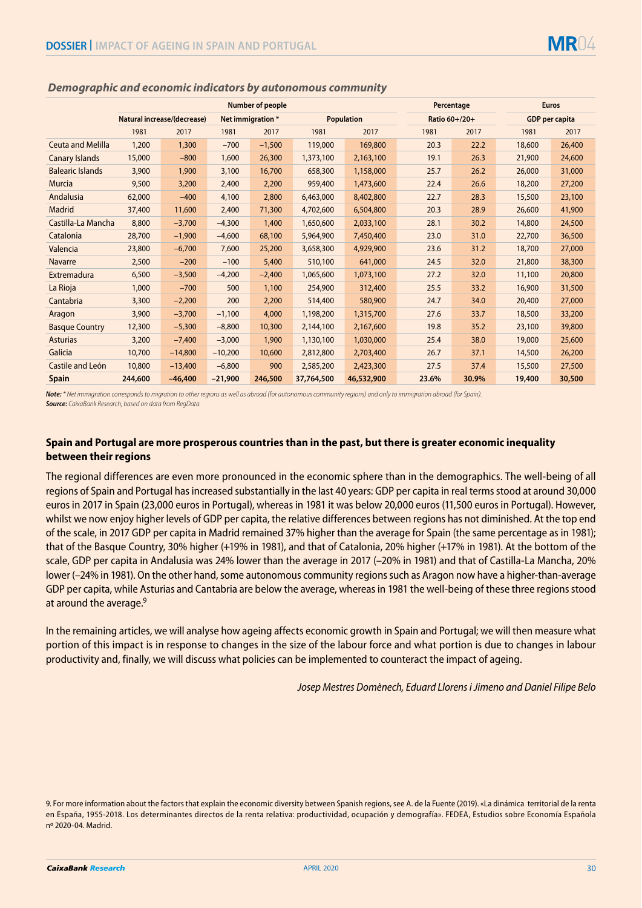### *Demographic and economic indicators by autonomous community*

| | Number of people | | | | | | Percentage | | Euros | |
|---|---|---|---|---|---|---|---|---|---|---|
| | Natural increase/(decrease) | | Net immigration * | | Population | | Ratio 60+/20+ | | GDP per capita | |
| | 1981 | 2017 | 1981 | 2017 | 1981 | 2017 | 1981 | 2017 | 1981 | 2017 |
| Ceuta and Melilla | 1,200 | 1,300 | −700 | −1,500 | 119,000 | 169,800 | 20.3 | 22.2 | 18,600 | 26,400 |
| Canary Islands | 15,000 | −800 | 1,600 | 26,300 | 1,373,100 | 2,163,100 | 19.1 | 26.3 | 21,900 | 24,600 |
| Balearic Islands | 3,900 | 1,900 | 3,100 | 16,700 | 658,300 | 1,158,000 | 25.7 | 26.2 | 26,000 | 31,000 |
| Murcia | 9,500 | 3,200 | 2,400 | 2,200 | 959,400 | 1,473,600 | 22.4 | 26.6 | 18,200 | 27,200 |
| Andalusia | 62,000 | −400 | 4,100 | 2,800 | 6,463,000 | 8,402,800 | 22.7 | 28.3 | 15,500 | 23,100 |
| Madrid | 37,400 | 11,600 | 2,400 | 71,300 | 4,702,600 | 6,504,800 | 20.3 | 28.9 | 26,600 | 41,900 |
| Castilla-La Mancha | 8,800 | −3,700 | −4,300 | 1,400 | 1,650,600 | 2,033,100 | 28.1 | 30.2 | 14,800 | 24,500 |
| Catalonia | 28,700 | −1,900 | −4,600 | 68,100 | 5,964,900 | 7,450,400 | 23.0 | 31.0 | 22,700 | 36,500 |
| Valencia | 23,800 | −6,700 | 7,600 | 25,200 | 3,658,300 | 4,929,900 | 23.6 | 31.2 | 18,700 | 27,000 |
| Navarre | 2,500 | −200 | −100 | 5,400 | 510,100 | 641,000 | 24.5 | 32.0 | 21,800 | 38,300 |
| Extremadura | 6,500 | −3,500 | −4,200 | −2,400 | 1,065,600 | 1,073,100 | 27.2 | 32.0 | 11,100 | 20,800 |
| La Rioja | 1,000 | −700 | 500 | 1,100 | 254,900 | 312,400 | 25.5 | 33.2 | 16,900 | 31,500 |
| Cantabria | 3,300 | −2,200 | 200 | 2,200 | 514,400 | 580,900 | 24.7 | 34.0 | 20,400 | 27,000 |
| Aragon | 3,900 | −3,700 | −1,100 | 4,000 | 1,198,200 | 1,315,700 | 27.6 | 33.7 | 18,500 | 33,200 |
| Basque Country | 12,300 | −5,300 | −8,800 | 10,300 | 2,144,100 | 2,167,600 | 19.8 | 35.2 | 23,100 | 39,800 |
| Asturias | 3,200 | −7,400 | −3,000 | 1,900 | 1,130,100 | 1,030,000 | 25.4 | 38.0 | 19,000 | 25,600 |
| Galicia | 10,700 | −14,800 | −10,200 | 10,600 | 2,812,800 | 2,703,400 | 26.7 | 37.1 | 14,500 | 26,200 |
| Castile and León | 10,800 | −13,400 | −6,800 | 900 | 2,585,200 | 2,423,300 | 27.5 | 37.4 | 15,500 | 27,500 |
| **Spain** | **244,600** | **−46,400** | **−21,900** | **246,500** | **37,764,500** | **46,532,900** | **23.6%** | **30.9%** | **19,400** | **30,500** |

***Note:*** *\* Net immigration corresponds to migration to other regions as well as abroad (for autonomous community regions) and only to immigration abroad (for Spain).*
***Source:*** *CaixaBank Research, based on data from RegData.*

**Spain and Portugal are more prosperous countries than in the past, but there is greater economic inequality between their regions**

The regional differences are even more pronounced in the economic sphere than in the demographics. The well-being of all regions of Spain and Portugal has increased substantially in the last 40 years: GDP per capita in real terms stood at around 30,000 euros in 2017 in Spain (23,000 euros in Portugal), whereas in 1981 it was below 20,000 euros (11,500 euros in Portugal). However, whilst we now enjoy higher levels of GDP per capita, the relative differences between regions has not diminished. At the top end of the scale, in 2017 GDP per capita in Madrid remained 37% higher than the average for Spain (the same percentage as in 1981); that of the Basque Country, 30% higher (+19% in 1981), and that of Catalonia, 20% higher (+17% in 1981). At the bottom of the scale, GDP per capita in Andalusia was 24% lower than the average in 2017 (–20% in 1981) and that of Castilla-La Mancha, 20% lower (–24% in 1981). On the other hand, some autonomous community regions such as Aragon now have a higher-than-average GDP per capita, while Asturias and Cantabria are below the average, whereas in 1981 the well-being of these three regions stood at around the average.[9]

In the remaining articles, we will analyse how ageing affects economic growth in Spain and Portugal; we will then measure what portion of this impact is in response to changes in the size of the labour force and what portion is due to changes in labour productivity and, finally, we will discuss what policies can be implemented to counteract the impact of ageing.

*Josep Mestres Domènech, Eduard Llorens i Jimeno and Daniel Filipe Belo*

9. For more information about the factors that explain the economic diversity between Spanish regions, see A. de la Fuente (2019). «La dinámica territorial de la renta en España, 1955-2018. Los determinantes directos de la renta relativa: productividad, ocupación y demografía». FEDEA, Estudios sobre Economía Española nº 2020-04. Madrid.